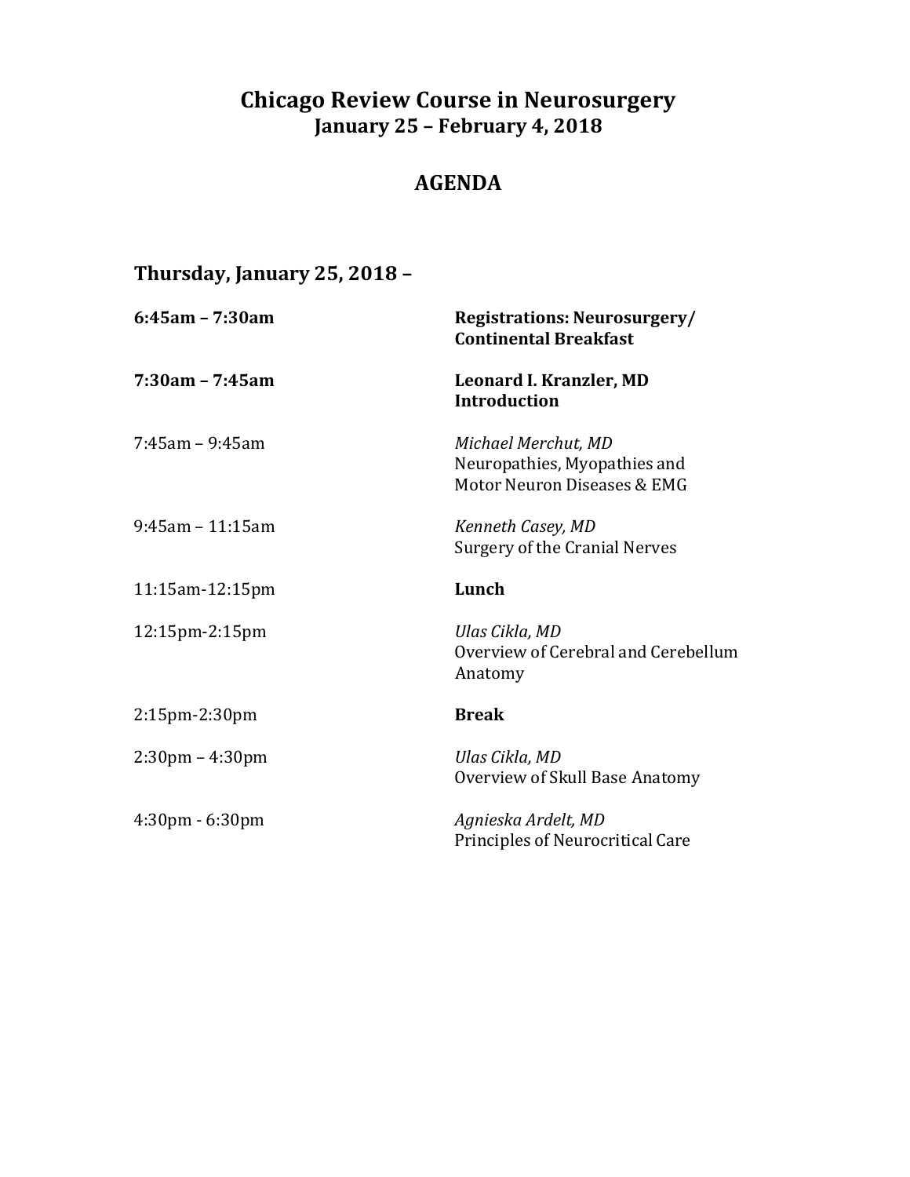# Chicago Review Course in Neurosurgery

## January 25 – February 4, 2018

## AGENDA

### Thursday, January 25, 2018 –

| | |
|---|---|
| **6:45am – 7:30am** | **Registrations: Neurosurgery/ Continental Breakfast** |
| **7:30am – 7:45am** | **Leonard I. Kranzler, MD**<br>**Introduction** |
| 7:45am – 9:45am | *Michael Merchut, MD*<br>Neuropathies, Myopathies and Motor Neuron Diseases & EMG |
| 9:45am – 11:15am | *Kenneth Casey, MD*<br>Surgery of the Cranial Nerves |
| 11:15am-12:15pm | **Lunch** |
| 12:15pm-2:15pm | *Ulas Cikla, MD*<br>Overview of Cerebral and Cerebellum Anatomy |
| 2:15pm-2:30pm | **Break** |
| 2:30pm – 4:30pm | *Ulas Cikla, MD*<br>Overview of Skull Base Anatomy |
| 4:30pm - 6:30pm | *Agnieska Ardelt, MD*<br>Principles of Neurocritical Care |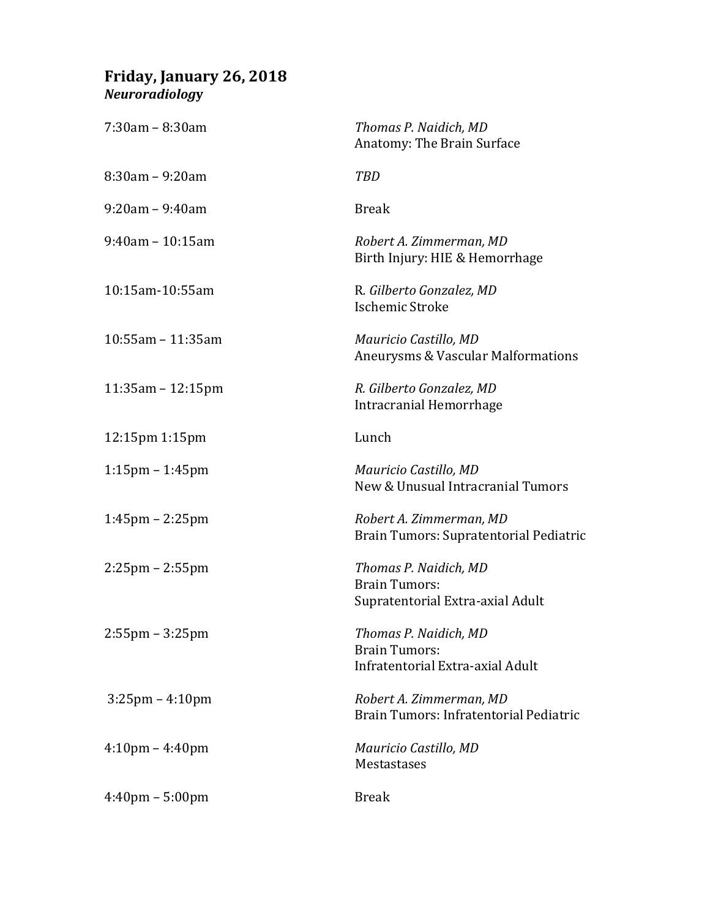## Friday, January 26, 2018

***Neuroradiology***

| | |
|---|---|
| 7:30am – 8:30am | *Thomas P. Naidich, MD*<br>Anatomy: The Brain Surface |
| 8:30am – 9:20am | *TBD* |
| 9:20am – 9:40am | Break |
| 9:40am – 10:15am | *Robert A. Zimmerman, MD*<br>Birth Injury: HIE & Hemorrhage |
| 10:15am-10:55am | R. *Gilberto Gonzalez, MD*<br>Ischemic Stroke |
| 10:55am – 11:35am | *Mauricio Castillo, MD*<br>Aneurysms & Vascular Malformations |
| 11:35am – 12:15pm | *R. Gilberto Gonzalez, MD*<br>Intracranial Hemorrhage |
| 12:15pm 1:15pm | Lunch |
| 1:15pm – 1:45pm | *Mauricio Castillo, MD*<br>New & Unusual Intracranial Tumors |
| 1:45pm – 2:25pm | *Robert A. Zimmerman, MD*<br>Brain Tumors: Supratentorial Pediatric |
| 2:25pm – 2:55pm | *Thomas P. Naidich, MD*<br>Brain Tumors:<br>Supratentorial Extra-axial Adult |
| 2:55pm – 3:25pm | *Thomas P. Naidich, MD*<br>Brain Tumors:<br>Infratentorial Extra-axial Adult |
| 3:25pm – 4:10pm | *Robert A. Zimmerman, MD*<br>Brain Tumors: Infratentorial Pediatric |
| 4:10pm – 4:40pm | *Mauricio Castillo, MD*<br>Mestastases |
| 4:40pm – 5:00pm | Break |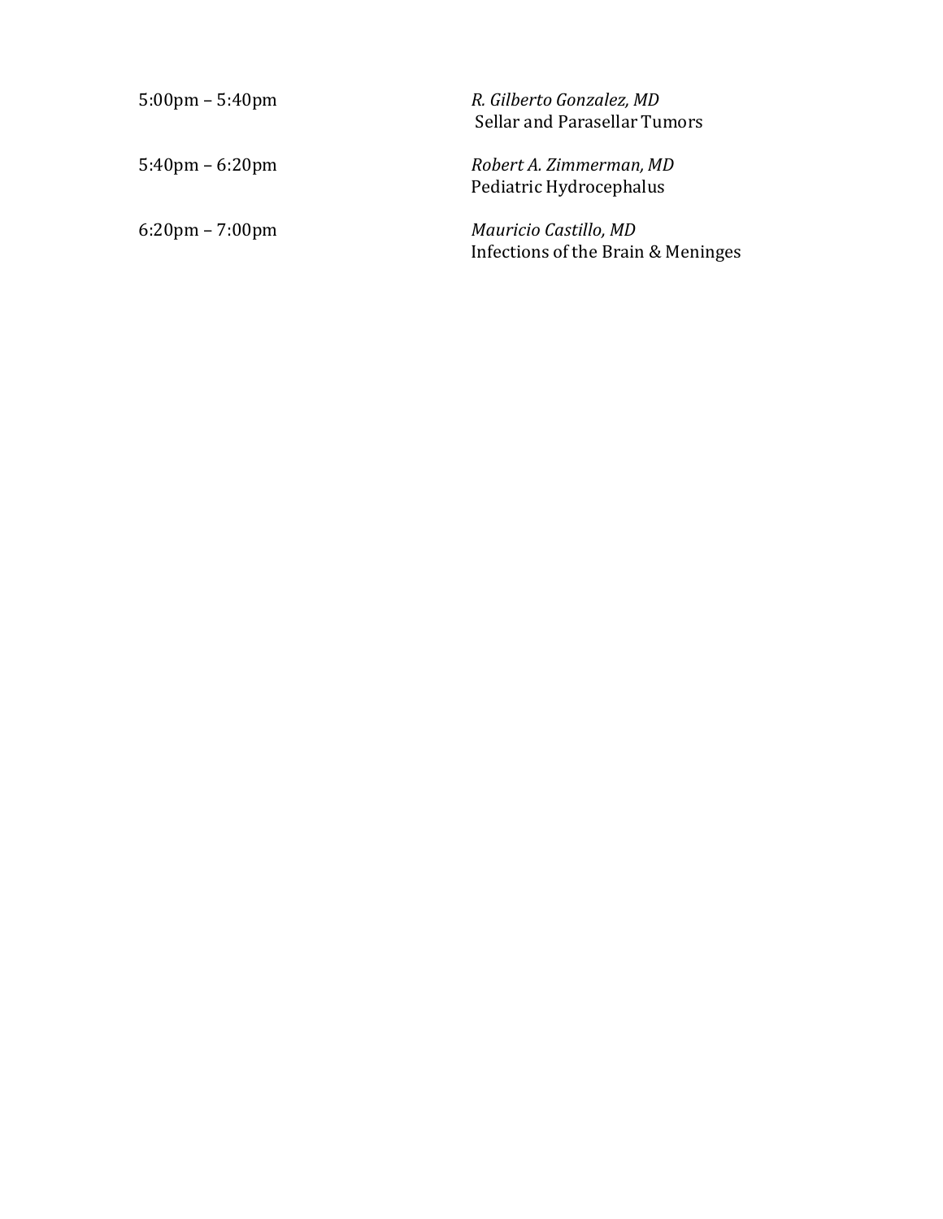| | |
|---|---|
| 5:00pm – 5:40pm | *R. Gilberto Gonzalez, MD*<br>Sellar and Parasellar Tumors |
| 5:40pm – 6:20pm | *Robert A. Zimmerman, MD*<br>Pediatric Hydrocephalus |
| 6:20pm – 7:00pm | *Mauricio Castillo, MD*<br>Infections of the Brain & Meninges |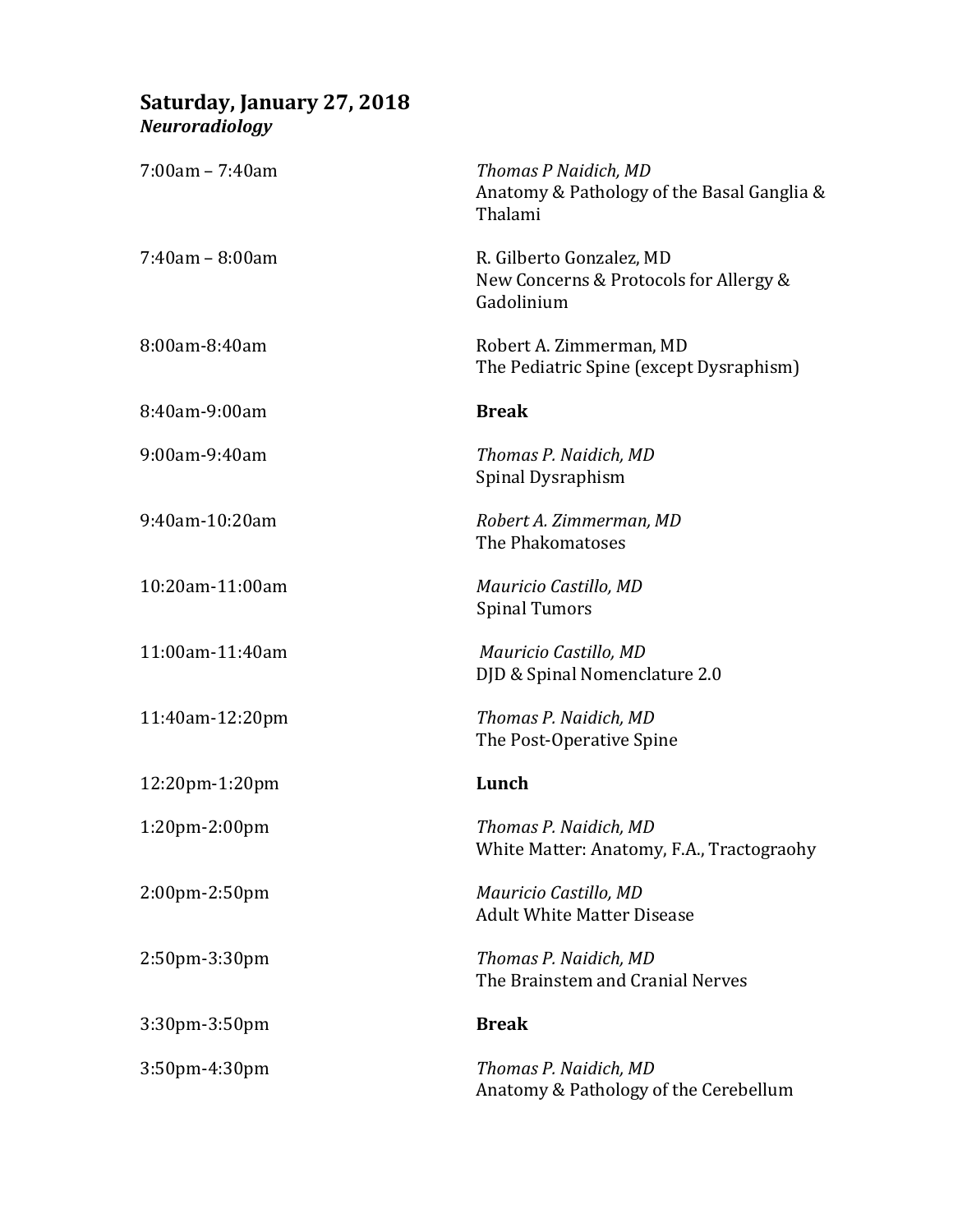## Saturday, January 27, 2018
### *Neuroradiology*

| | |
|---|---|
| 7:00am – 7:40am | *Thomas P Naidich, MD*<br>Anatomy & Pathology of the Basal Ganglia & Thalami |
| 7:40am – 8:00am | R. Gilberto Gonzalez, MD<br>New Concerns & Protocols for Allergy & Gadolinium |
| 8:00am-8:40am | Robert A. Zimmerman, MD<br>The Pediatric Spine (except Dysraphism) |
| 8:40am-9:00am | **Break** |
| 9:00am-9:40am | *Thomas P. Naidich, MD*<br>Spinal Dysraphism |
| 9:40am-10:20am | *Robert A. Zimmerman, MD*<br>The Phakomatoses |
| 10:20am-11:00am | *Mauricio Castillo, MD*<br>Spinal Tumors |
| 11:00am-11:40am | *Mauricio Castillo, MD*<br>DJD & Spinal Nomenclature 2.0 |
| 11:40am-12:20pm | *Thomas P. Naidich, MD*<br>The Post-Operative Spine |
| 12:20pm-1:20pm | **Lunch** |
| 1:20pm-2:00pm | *Thomas P. Naidich, MD*<br>White Matter: Anatomy, F.A., Tractograohy |
| 2:00pm-2:50pm | *Mauricio Castillo, MD*<br>Adult White Matter Disease |
| 2:50pm-3:30pm | *Thomas P. Naidich, MD*<br>The Brainstem and Cranial Nerves |
| 3:30pm-3:50pm | **Break** |
| 3:50pm-4:30pm | *Thomas P. Naidich, MD*<br>Anatomy & Pathology of the Cerebellum |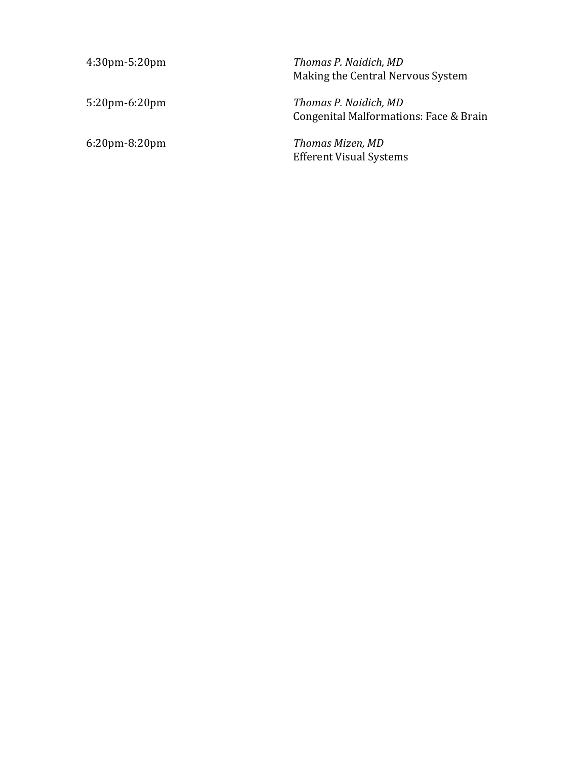| | |
|---|---|
| 4:30pm-5:20pm | *Thomas P. Naidich, MD*<br>Making the Central Nervous System |
| 5:20pm-6:20pm | *Thomas P. Naidich, MD*<br>Congenital Malformations: Face & Brain |
| 6:20pm-8:20pm | *Thomas Mizen, MD*<br>Efferent Visual Systems |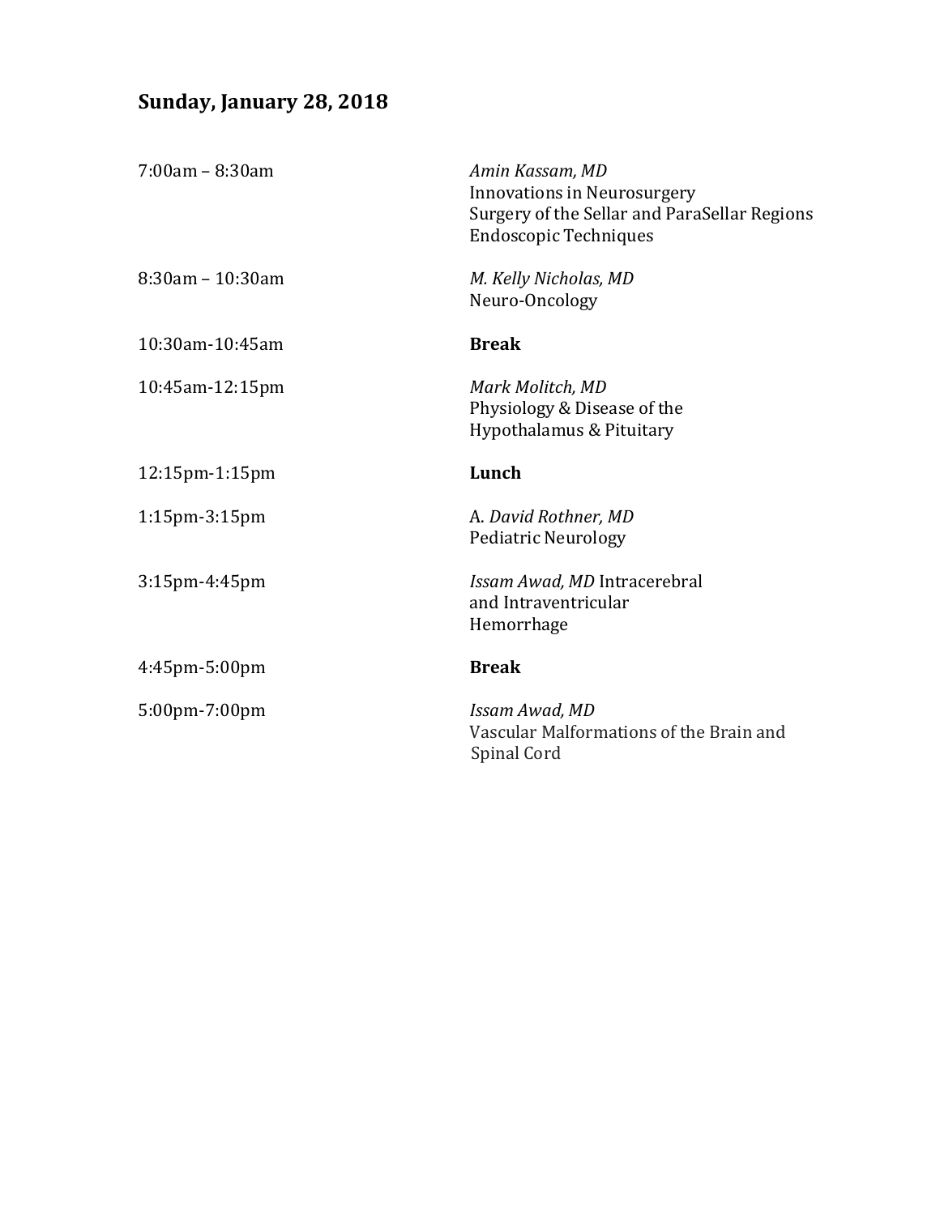## Sunday, January 28, 2018

| | |
|---|---|
| 7:00am – 8:30am | *Amin Kassam, MD*<br>Innovations in Neurosurgery<br>Surgery of the Sellar and ParaSellar Regions<br>Endoscopic Techniques |
| 8:30am – 10:30am | *M. Kelly Nicholas, MD*<br>Neuro-Oncology |
| 10:30am-10:45am | **Break** |
| 10:45am-12:15pm | *Mark Molitch, MD*<br>Physiology & Disease of the<br>Hypothalamus & Pituitary |
| 12:15pm-1:15pm | **Lunch** |
| 1:15pm-3:15pm | A. *David Rothner, MD*<br>Pediatric Neurology |
| 3:15pm-4:45pm | *Issam Awad, MD* Intracerebral<br>and Intraventricular<br>Hemorrhage |
| 4:45pm-5:00pm | **Break** |
| 5:00pm-7:00pm | *Issam Awad, MD*<br>Vascular Malformations of the Brain and<br>Spinal Cord |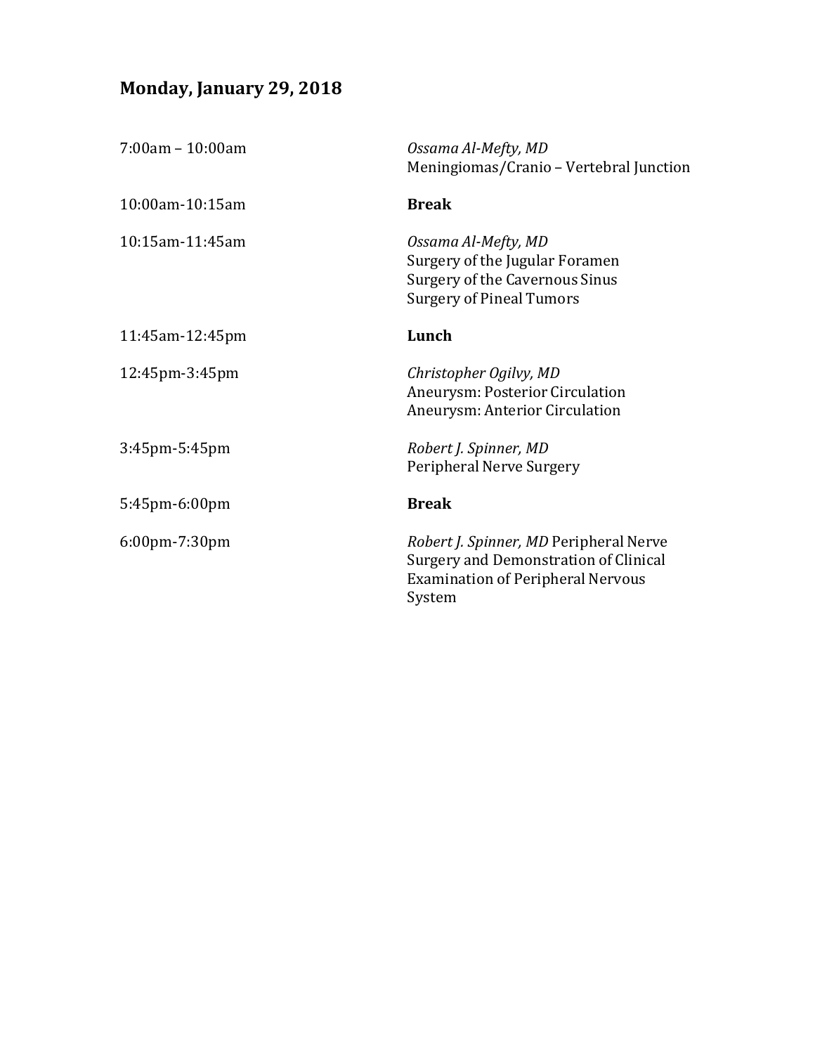## Monday, January 29, 2018

| | |
|---|---|
| 7:00am – 10:00am | *Ossama Al-Mefty, MD*<br>Meningiomas/Cranio – Vertebral Junction |
| 10:00am-10:15am | **Break** |
| 10:15am-11:45am | *Ossama Al-Mefty, MD*<br>Surgery of the Jugular Foramen<br>Surgery of the Cavernous Sinus<br>Surgery of Pineal Tumors |
| 11:45am-12:45pm | **Lunch** |
| 12:45pm-3:45pm | *Christopher Ogilvy, MD*<br>Aneurysm: Posterior Circulation<br>Aneurysm: Anterior Circulation |
| 3:45pm-5:45pm | *Robert J. Spinner, MD*<br>Peripheral Nerve Surgery |
| 5:45pm-6:00pm | **Break** |
| 6:00pm-7:30pm | *Robert J. Spinner, MD* Peripheral Nerve Surgery and Demonstration of Clinical Examination of Peripheral Nervous System |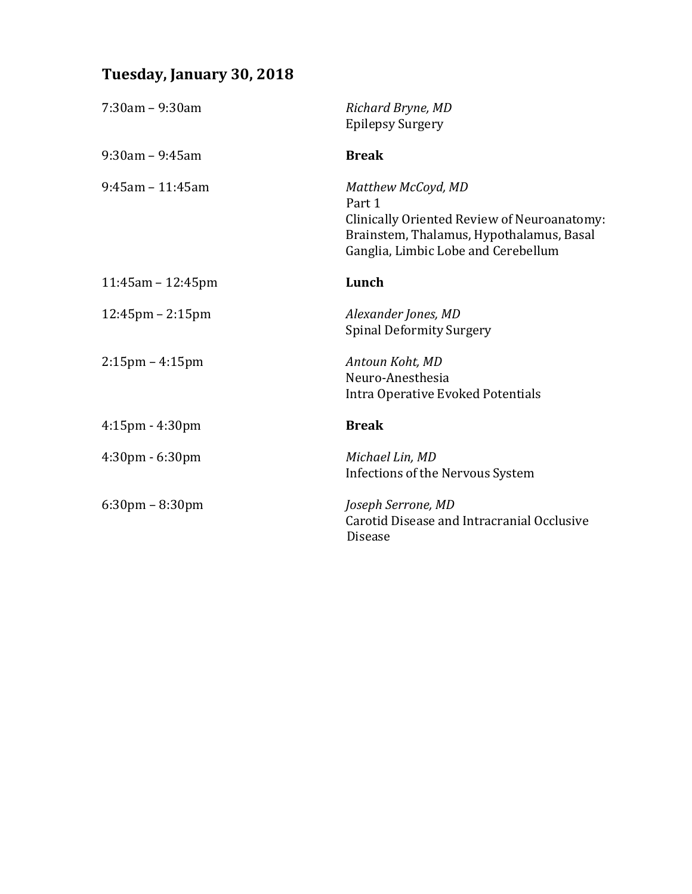## Tuesday, January 30, 2018

| | |
|---|---|
| 7:30am – 9:30am | *Richard Bryne, MD*<br>Epilepsy Surgery |
| 9:30am – 9:45am | **Break** |
| 9:45am – 11:45am | *Matthew McCoyd, MD*<br>Part 1<br>Clinically Oriented Review of Neuroanatomy: Brainstem, Thalamus, Hypothalamus, Basal Ganglia, Limbic Lobe and Cerebellum |
| 11:45am – 12:45pm | **Lunch** |
| 12:45pm – 2:15pm | *Alexander Jones, MD*<br>Spinal Deformity Surgery |
| 2:15pm – 4:15pm | *Antoun Koht, MD*<br>Neuro-Anesthesia<br>Intra Operative Evoked Potentials |
| 4:15pm - 4:30pm | **Break** |
| 4:30pm - 6:30pm | *Michael Lin, MD*<br>Infections of the Nervous System |
| 6:30pm – 8:30pm | *Joseph Serrone, MD*<br>Carotid Disease and Intracranial Occlusive Disease |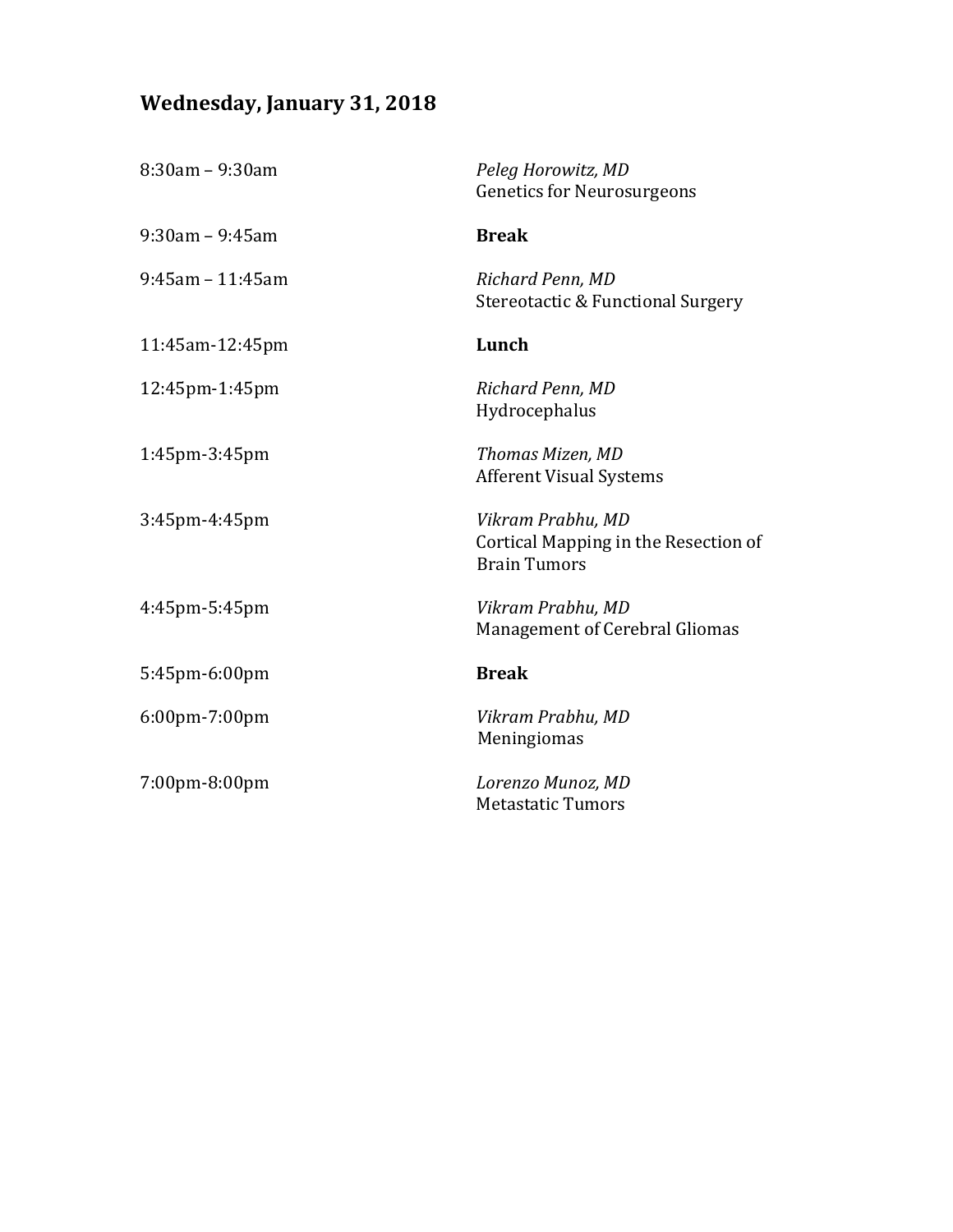## Wednesday, January 31, 2018

| | |
|---|---|
| 8:30am – 9:30am | *Peleg Horowitz, MD*<br>Genetics for Neurosurgeons |
| 9:30am – 9:45am | **Break** |
| 9:45am – 11:45am | *Richard Penn, MD*<br>Stereotactic & Functional Surgery |
| 11:45am-12:45pm | **Lunch** |
| 12:45pm-1:45pm | *Richard Penn, MD*<br>Hydrocephalus |
| 1:45pm-3:45pm | *Thomas Mizen, MD*<br>Afferent Visual Systems |
| 3:45pm-4:45pm | *Vikram Prabhu, MD*<br>Cortical Mapping in the Resection of Brain Tumors |
| 4:45pm-5:45pm | *Vikram Prabhu, MD*<br>Management of Cerebral Gliomas |
| 5:45pm-6:00pm | **Break** |
| 6:00pm-7:00pm | *Vikram Prabhu, MD*<br>Meningiomas |
| 7:00pm-8:00pm | *Lorenzo Munoz, MD*<br>Metastatic Tumors |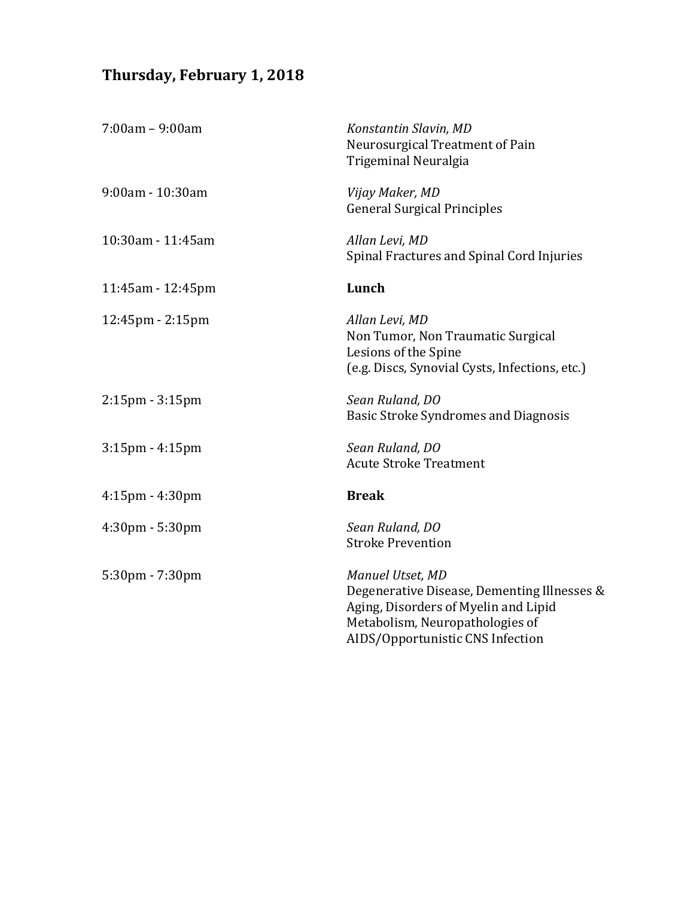## Thursday, February 1, 2018

| | |
|---|---|
| 7:00am – 9:00am | *Konstantin Slavin, MD*<br>Neurosurgical Treatment of Pain<br>Trigeminal Neuralgia |
| 9:00am - 10:30am | *Vijay Maker, MD*<br>General Surgical Principles |
| 10:30am - 11:45am | *Allan Levi, MD*<br>Spinal Fractures and Spinal Cord Injuries |
| 11:45am - 12:45pm | **Lunch** |
| 12:45pm - 2:15pm | *Allan Levi, MD*<br>Non Tumor, Non Traumatic Surgical Lesions of the Spine<br>(e.g. Discs, Synovial Cysts, Infections, etc.) |
| 2:15pm - 3:15pm | *Sean Ruland, DO*<br>Basic Stroke Syndromes and Diagnosis |
| 3:15pm - 4:15pm | *Sean Ruland, DO*<br>Acute Stroke Treatment |
| 4:15pm - 4:30pm | **Break** |
| 4:30pm - 5:30pm | *Sean Ruland, DO*<br>Stroke Prevention |
| 5:30pm - 7:30pm | *Manuel Utset, MD*<br>Degenerative Disease, Dementing Illnesses & Aging, Disorders of Myelin and Lipid Metabolism, Neuropathologies of AIDS/Opportunistic CNS Infection |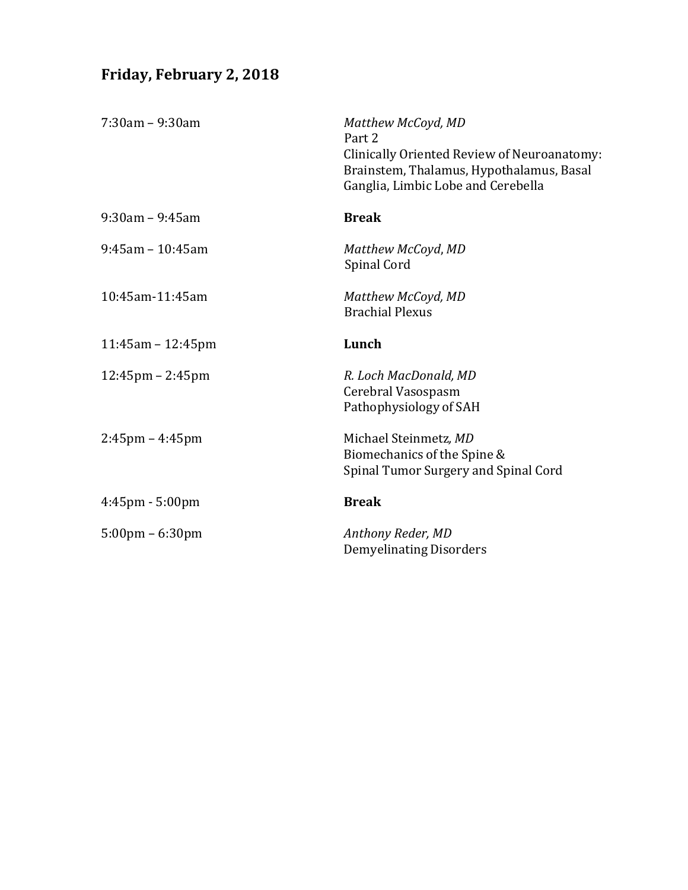## Friday, February 2, 2018

| Time | Session |
|---|---|
| 7:30am – 9:30am | *Matthew McCoyd, MD*<br>Part 2<br>Clinically Oriented Review of Neuroanatomy: Brainstem, Thalamus, Hypothalamus, Basal Ganglia, Limbic Lobe and Cerebella |
| 9:30am – 9:45am | **Break** |
| 9:45am – 10:45am | *Matthew McCoyd, MD*<br>Spinal Cord |
| 10:45am-11:45am | *Matthew McCoyd, MD*<br>Brachial Plexus |
| 11:45am – 12:45pm | **Lunch** |
| 12:45pm – 2:45pm | *R. Loch MacDonald, MD*<br>Cerebral Vasospasm<br>Pathophysiology of SAH |
| 2:45pm – 4:45pm | Michael Steinmetz*, MD*<br>Biomechanics of the Spine &<br>Spinal Tumor Surgery and Spinal Cord |
| 4:45pm - 5:00pm | **Break** |
| 5:00pm – 6:30pm | *Anthony Reder, MD*<br>Demyelinating Disorders |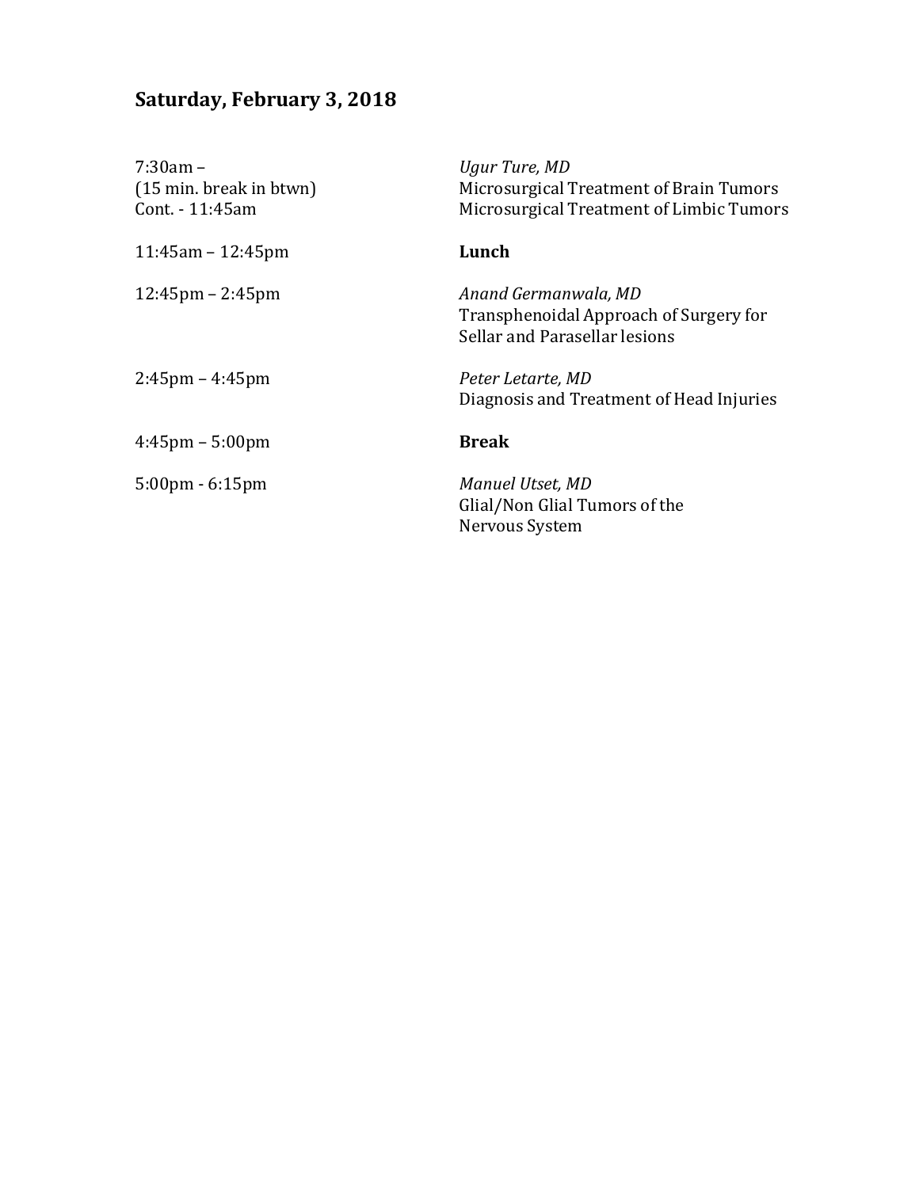## Saturday, February 3, 2018

| | |
|---|---|
| 7:30am – <br>(15 min. break in btwn)<br>Cont. - 11:45am | *Ugur Ture, MD*<br>Microsurgical Treatment of Brain Tumors<br>Microsurgical Treatment of Limbic Tumors |
| 11:45am – 12:45pm | **Lunch** |
| 12:45pm – 2:45pm | *Anand Germanwala, MD*<br>Transphenoidal Approach of Surgery for Sellar and Parasellar lesions |
| 2:45pm – 4:45pm | *Peter Letarte, MD*<br>Diagnosis and Treatment of Head Injuries |
| 4:45pm – 5:00pm | **Break** |
| 5:00pm - 6:15pm | *Manuel Utset, MD*<br>Glial/Non Glial Tumors of the Nervous System |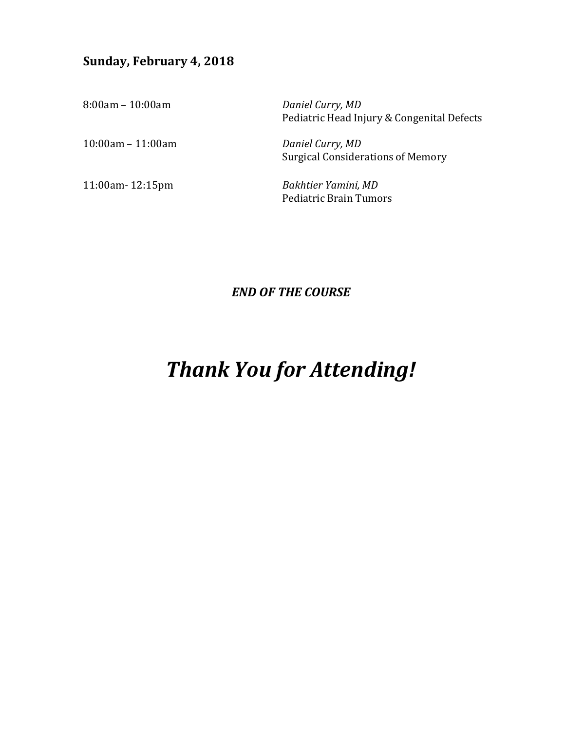**Sunday, February 4, 2018**

| | |
|---|---|
| 8:00am – 10:00am | *Daniel Curry, MD*<br>Pediatric Head Injury & Congenital Defects |
| 10:00am – 11:00am | *Daniel Curry, MD*<br>Surgical Considerations of Memory |
| 11:00am- 12:15pm | *Bakhtier Yamini, MD*<br>Pediatric Brain Tumors |

***END OF THE COURSE***

# ***Thank You for Attending!***